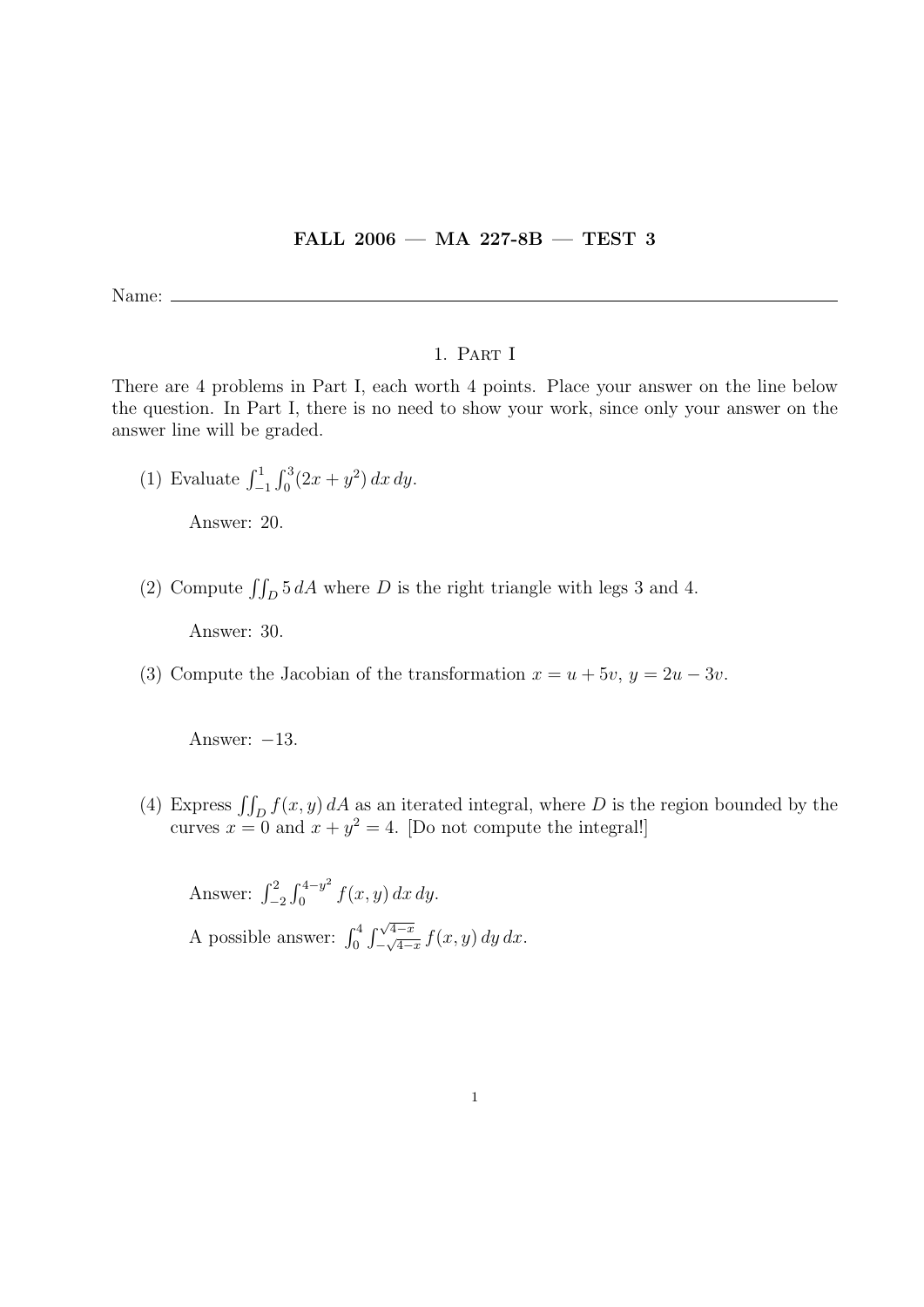**FALL 2006 — MA 227-8B — TEST 3**

Name: ____________________________________________

## 1. Part I

There are 4 problems in Part I, each worth 4 points. Place your answer on the line below the question. In Part I, there is no need to show your work, since only your answer on the answer line will be graded.

(1) Evaluate $\int_{-1}^{1}\int_{0}^{3}(2x + y^2)\,dx\,dy$.

Answer: 20.

(2) Compute $\iint_D 5\,dA$ where $D$ is the right triangle with legs 3 and 4.

Answer: 30.

(3) Compute the Jacobian of the transformation $x = u + 5v$, $y = 2u - 3v$.

Answer: $-13$.

(4) Express $\iint_D f(x, y)\,dA$ as an iterated integral, where $D$ is the region bounded by the curves $x = 0$ and $x + y^2 = 4$. [Do not compute the integral!]

Answer: $\int_{-2}^{2}\int_{0}^{4-y^2} f(x, y)\,dx\,dy$.

A possible answer: $\int_{0}^{4}\int_{-\sqrt{4-x}}^{\sqrt{4-x}} f(x, y)\,dy\,dx$.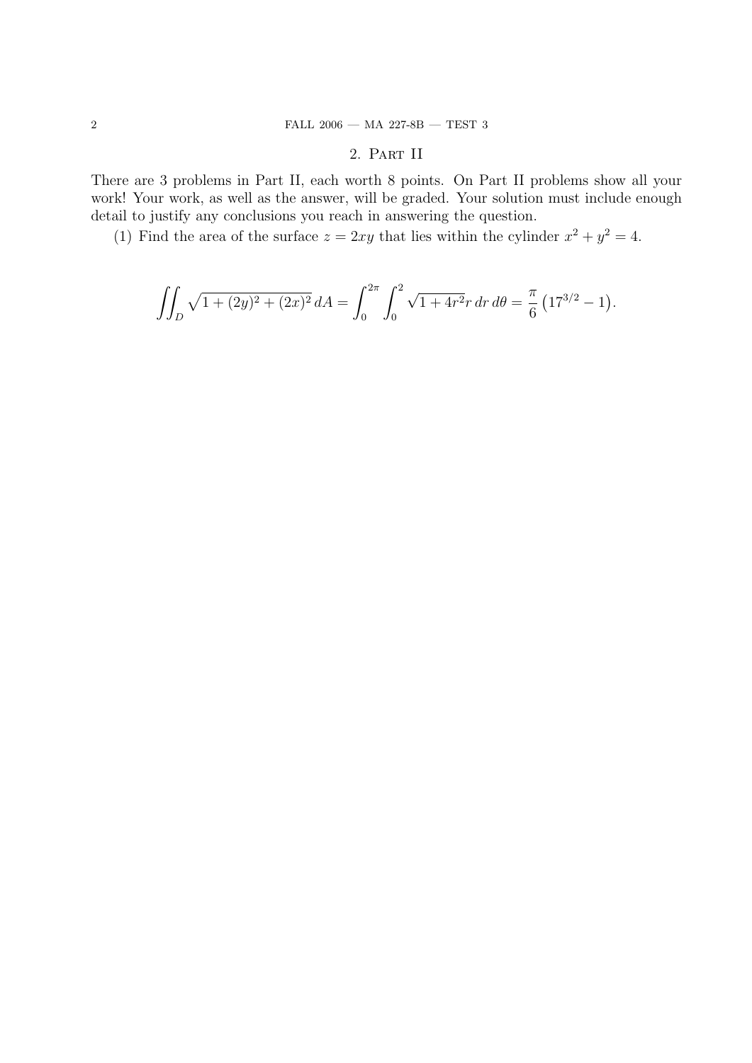## 2. Part II

There are 3 problems in Part II, each worth 8 points. On Part II problems show all your work! Your work, as well as the answer, will be graded. Your solution must include enough detail to justify any conclusions you reach in answering the question.

(1) Find the area of the surface $z = 2xy$ that lies within the cylinder $x^2 + y^2 = 4$.

$$\iint_D \sqrt{1 + (2y)^2 + (2x)^2}\, dA = \int_0^{2\pi} \int_0^2 \sqrt{1 + 4r^2} r\, dr\, d\theta = \frac{\pi}{6}\left(17^{3/2} - 1\right).$$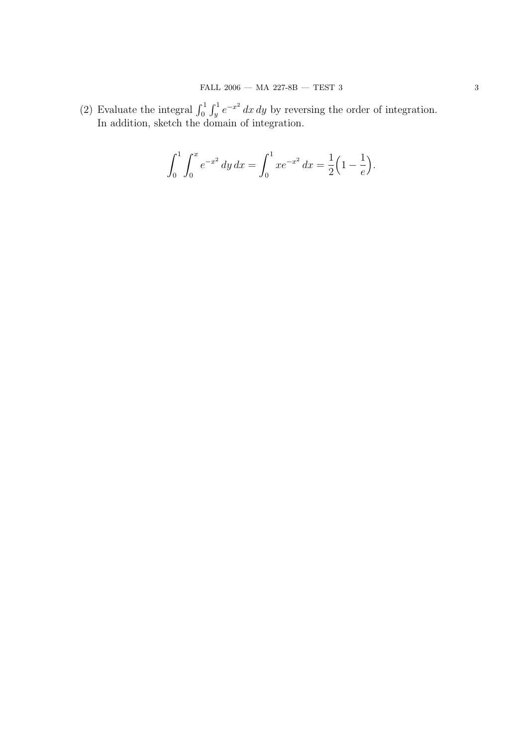(2) Evaluate the integral $\int_0^1 \int_y^1 e^{-x^2}\,dx\,dy$ by reversing the order of integration. In addition, sketch the domain of integration.

$$\int_0^1 \int_0^x e^{-x^2}\,dy\,dx = \int_0^1 xe^{-x^2}\,dx = \frac{1}{2}\Big(1 - \frac{1}{e}\Big).$$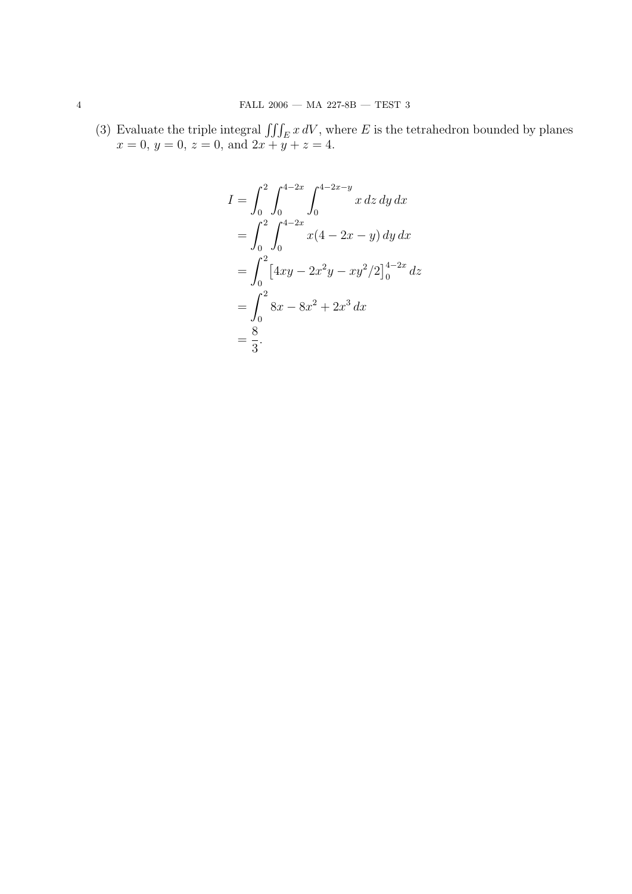(3) Evaluate the triple integral $\iiint_E x\,dV$, where $E$ is the tetrahedron bounded by planes $x = 0$, $y = 0$, $z = 0$, and $2x + y + z = 4$.

$$
\begin{aligned}
I &= \int_0^2 \int_0^{4-2x} \int_0^{4-2x-y} x\,dz\,dy\,dx \\
&= \int_0^2 \int_0^{4-2x} x(4 - 2x - y)\,dy\,dx \\
&= \int_0^2 \left[4xy - 2x^2y - xy^2/2\right]_0^{4-2x} dz \\
&= \int_0^2 8x - 8x^2 + 2x^3\,dx \\
&= \frac{8}{3}.
\end{aligned}
$$